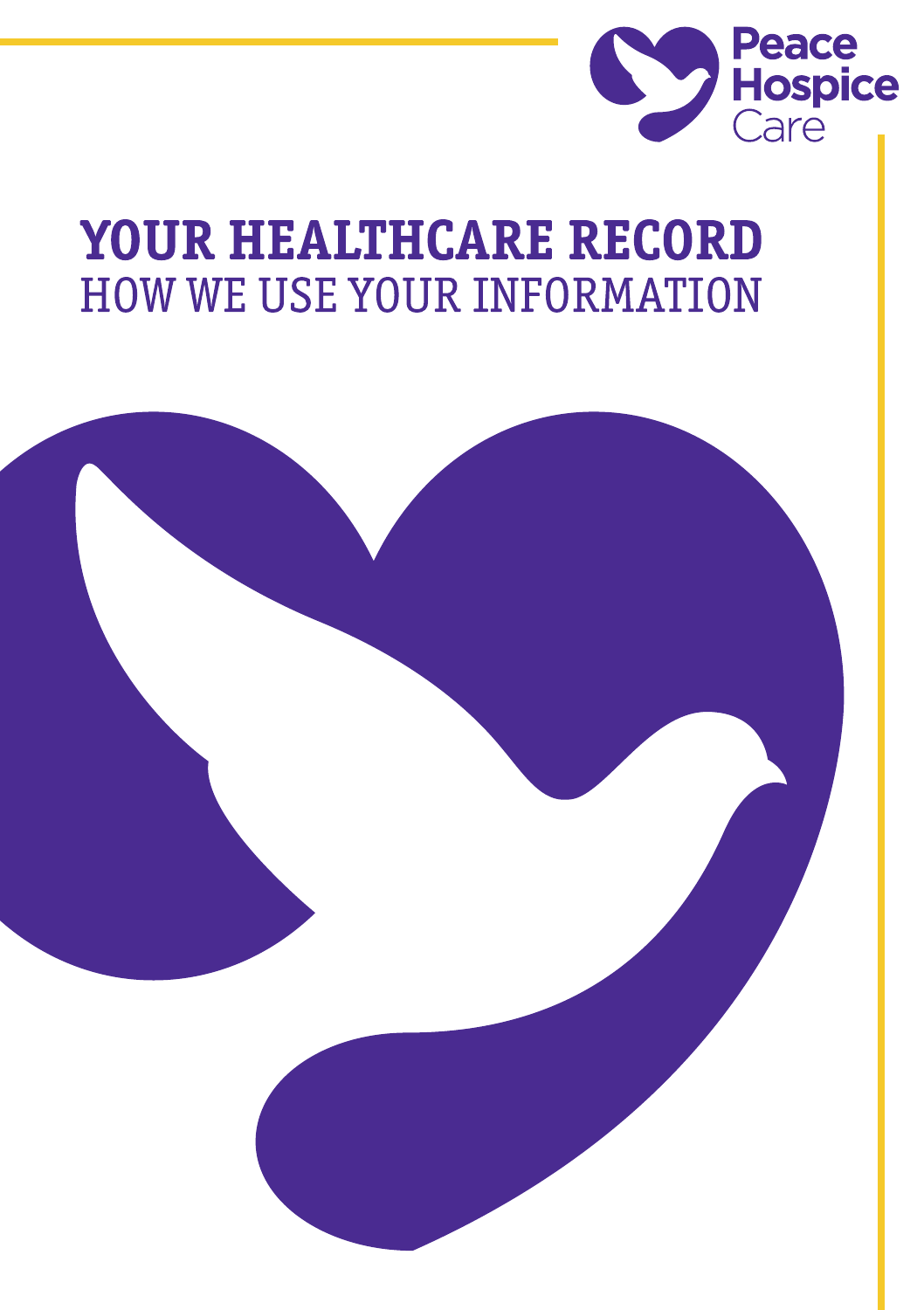Peace Hospice Care

# YOUR HEALTHCARE RECORD

## HOW WE USE YOUR INFORMATION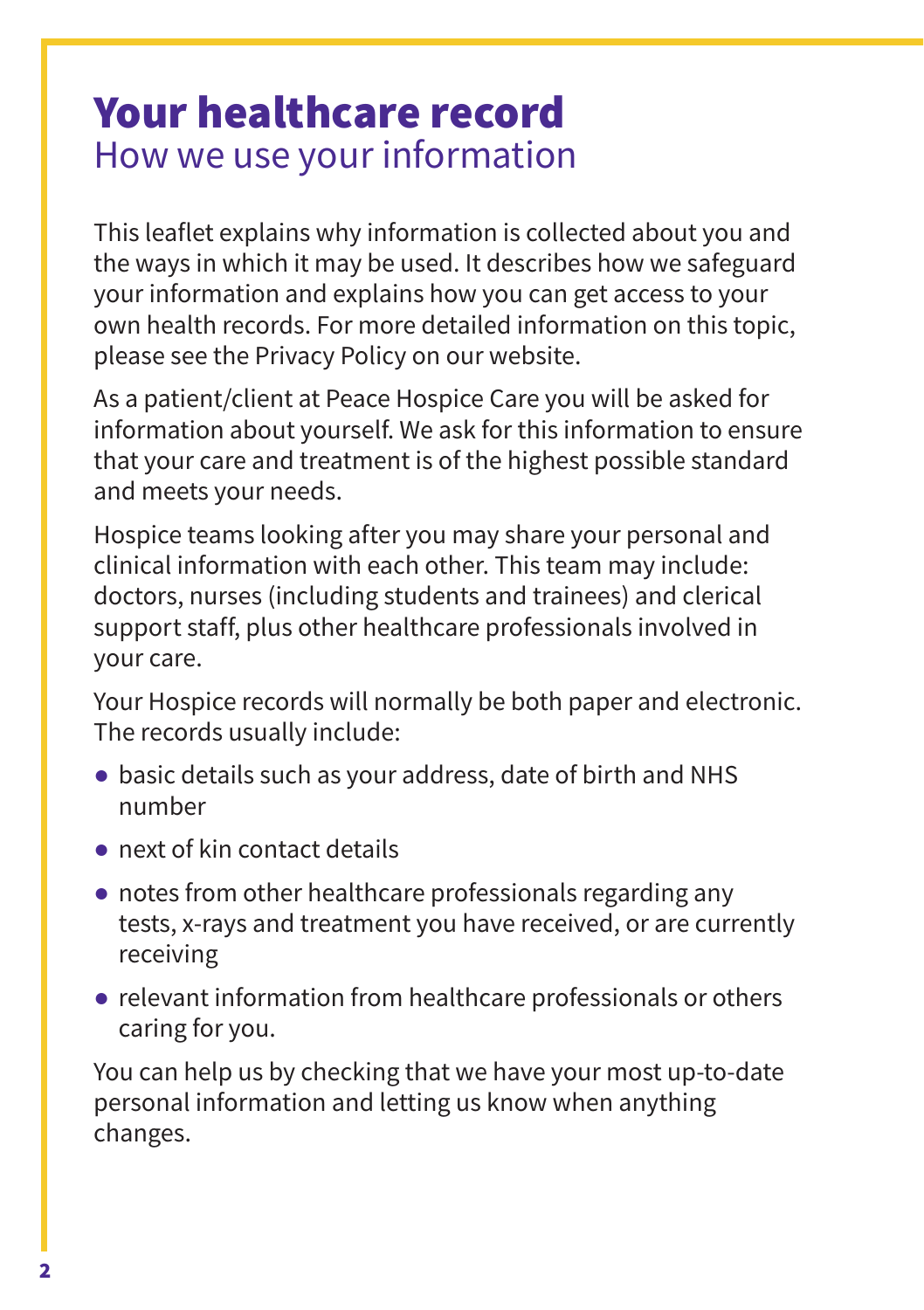# Your healthcare record

## How we use your information

This leaflet explains why information is collected about you and the ways in which it may be used. It describes how we safeguard your information and explains how you can get access to your own health records. For more detailed information on this topic, please see the Privacy Policy on our website.

As a patient/client at Peace Hospice Care you will be asked for information about yourself. We ask for this information to ensure that your care and treatment is of the highest possible standard and meets your needs.

Hospice teams looking after you may share your personal and clinical information with each other. This team may include: doctors, nurses (including students and trainees) and clerical support staff, plus other healthcare professionals involved in your care.

Your Hospice records will normally be both paper and electronic. The records usually include:

- basic details such as your address, date of birth and NHS number
- next of kin contact details
- notes from other healthcare professionals regarding any tests, x-rays and treatment you have received, or are currently receiving
- relevant information from healthcare professionals or others caring for you.

You can help us by checking that we have your most up-to-date personal information and letting us know when anything changes.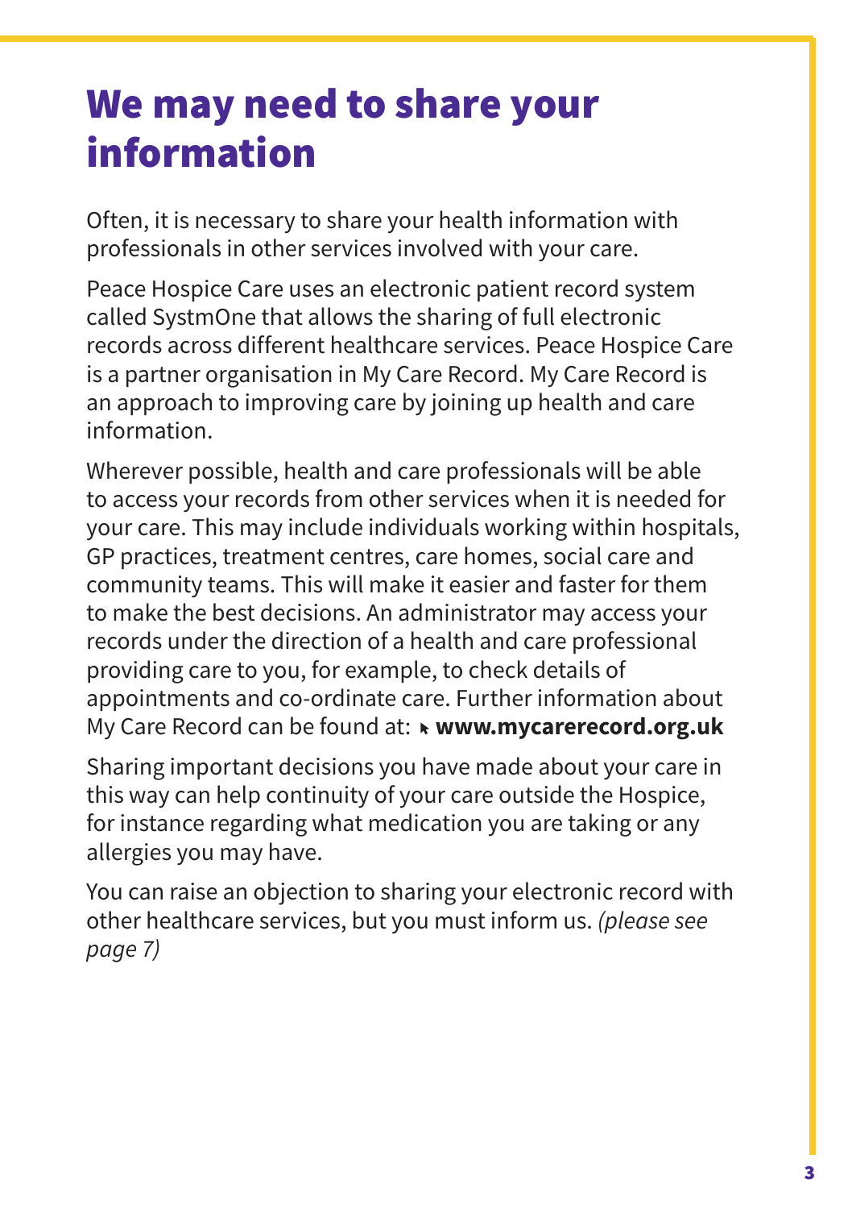# We may need to share your information

Often, it is necessary to share your health information with professionals in other services involved with your care.

Peace Hospice Care uses an electronic patient record system called SystmOne that allows the sharing of full electronic records across different healthcare services. Peace Hospice Care is a partner organisation in My Care Record. My Care Record is an approach to improving care by joining up health and care information.

Wherever possible, health and care professionals will be able to access your records from other services when it is needed for your care. This may include individuals working within hospitals, GP practices, treatment centres, care homes, social care and community teams. This will make it easier and faster for them to make the best decisions. An administrator may access your records under the direction of a health and care professional providing care to you, for example, to check details of appointments and co-ordinate care. Further information about My Care Record can be found at: **www.mycarerecord.org.uk**

Sharing important decisions you have made about your care in this way can help continuity of your care outside the Hospice, for instance regarding what medication you are taking or any allergies you may have.

You can raise an objection to sharing your electronic record with other healthcare services, but you must inform us. *(please see page 7)*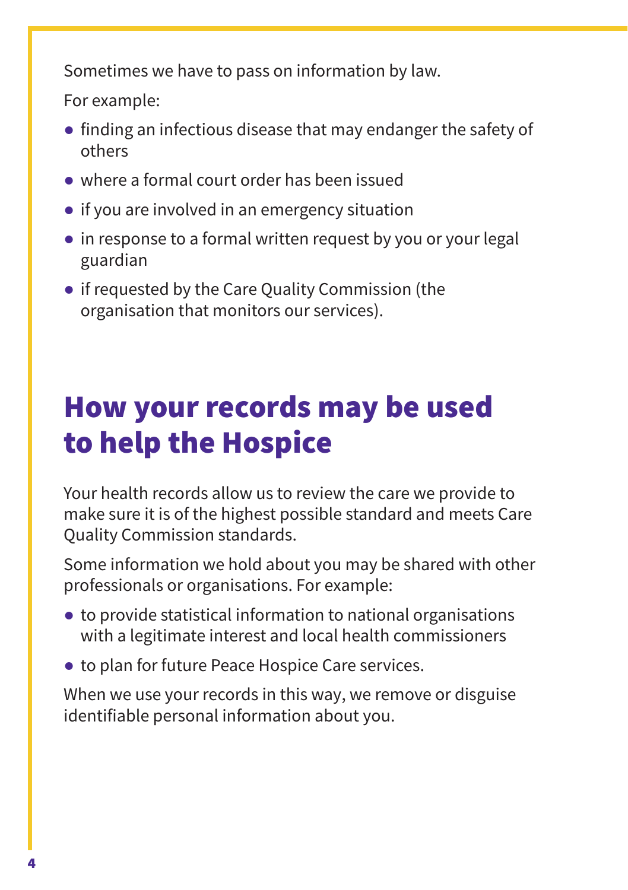Sometimes we have to pass on information by law.

For example:

- finding an infectious disease that may endanger the safety of others
- where a formal court order has been issued
- if you are involved in an emergency situation
- in response to a formal written request by you or your legal guardian
- if requested by the Care Quality Commission (the organisation that monitors our services).

## How your records may be used to help the Hospice

Your health records allow us to review the care we provide to make sure it is of the highest possible standard and meets Care Quality Commission standards.

Some information we hold about you may be shared with other professionals or organisations. For example:

- to provide statistical information to national organisations with a legitimate interest and local health commissioners
- to plan for future Peace Hospice Care services.

When we use your records in this way, we remove or disguise identifiable personal information about you.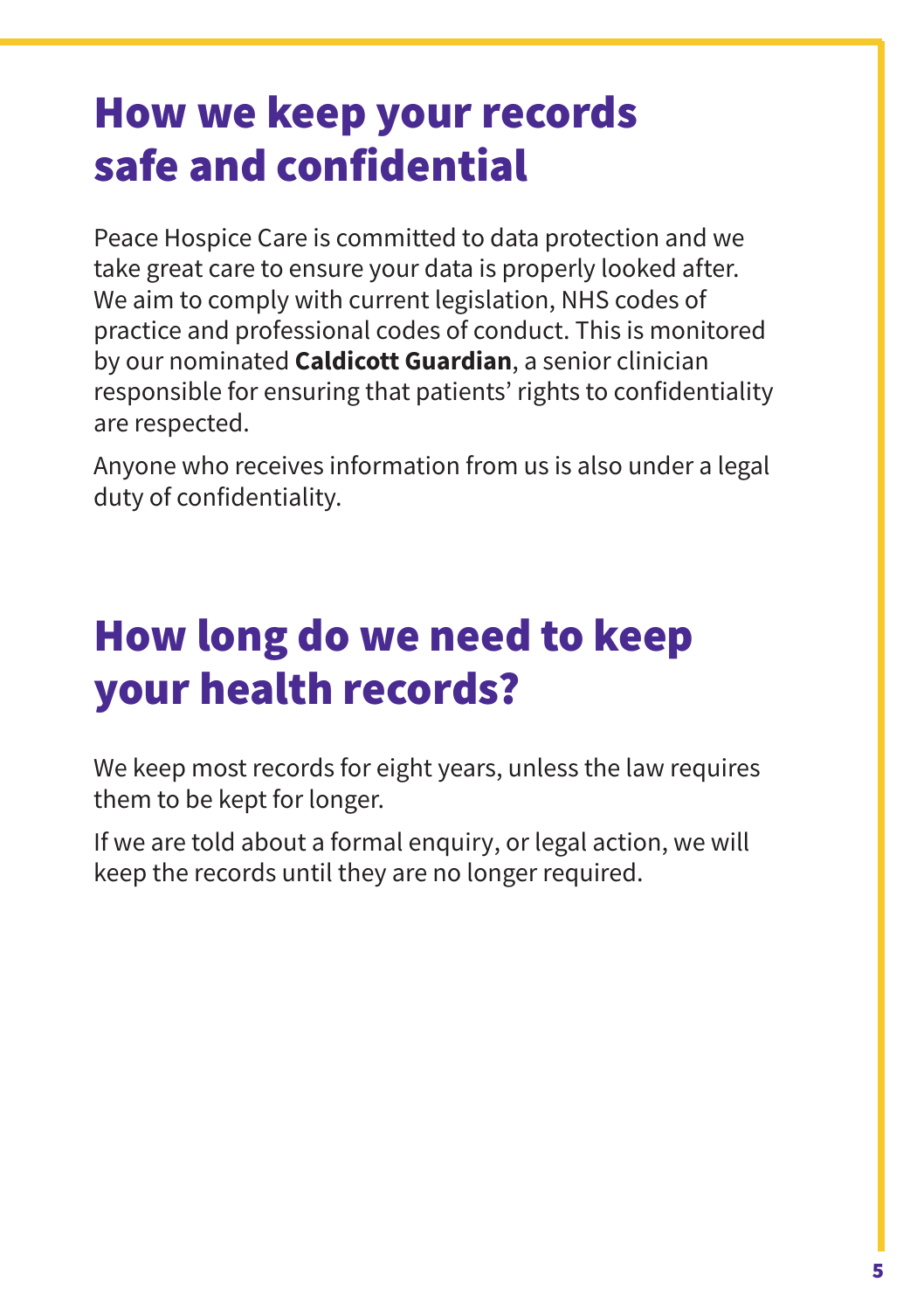# How we keep your records safe and confidential

Peace Hospice Care is committed to data protection and we take great care to ensure your data is properly looked after. We aim to comply with current legislation, NHS codes of practice and professional codes of conduct. This is monitored by our nominated **Caldicott Guardian**, a senior clinician responsible for ensuring that patients' rights to confidentiality are respected.

Anyone who receives information from us is also under a legal duty of confidentiality.

# How long do we need to keep your health records?

We keep most records for eight years, unless the law requires them to be kept for longer.

If we are told about a formal enquiry, or legal action, we will keep the records until they are no longer required.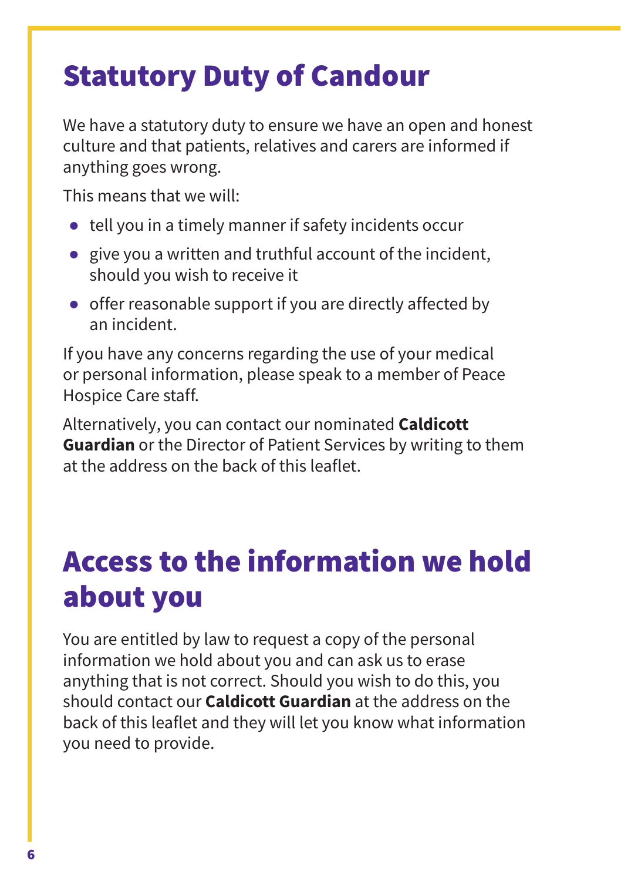## Statutory Duty of Candour

We have a statutory duty to ensure we have an open and honest culture and that patients, relatives and carers are informed if anything goes wrong.

This means that we will:

- tell you in a timely manner if safety incidents occur
- give you a written and truthful account of the incident, should you wish to receive it
- offer reasonable support if you are directly affected by an incident.

If you have any concerns regarding the use of your medical or personal information, please speak to a member of Peace Hospice Care staff.

Alternatively, you can contact our nominated **Caldicott Guardian** or the Director of Patient Services by writing to them at the address on the back of this leaflet.

## Access to the information we hold about you

You are entitled by law to request a copy of the personal information we hold about you and can ask us to erase anything that is not correct. Should you wish to do this, you should contact our **Caldicott Guardian** at the address on the back of this leaflet and they will let you know what information you need to provide.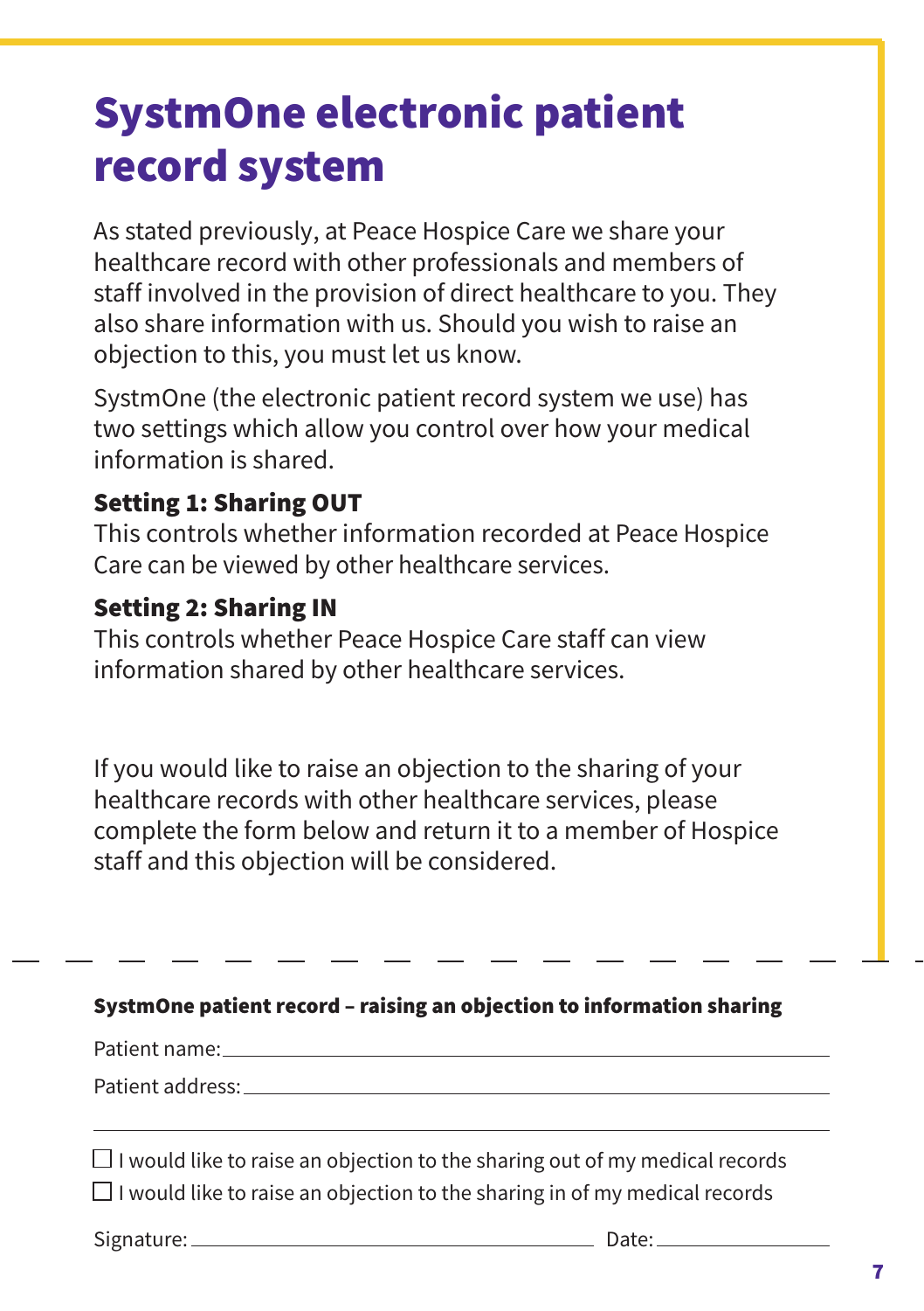# SystmOne electronic patient record system

As stated previously, at Peace Hospice Care we share your healthcare record with other professionals and members of staff involved in the provision of direct healthcare to you. They also share information with us. Should you wish to raise an objection to this, you must let us know.

SystmOne (the electronic patient record system we use) has two settings which allow you control over how your medical information is shared.

**Setting 1: Sharing OUT**
This controls whether information recorded at Peace Hospice Care can be viewed by other healthcare services.

**Setting 2: Sharing IN**
This controls whether Peace Hospice Care staff can view information shared by other healthcare services.

If you would like to raise an objection to the sharing of your healthcare records with other healthcare services, please complete the form below and return it to a member of Hospice staff and this objection will be considered.

---

**SystmOne patient record – raising an objection to information sharing**

Patient name: ______________________________

Patient address: ______________________________

______________________________

☐ I would like to raise an objection to the sharing out of my medical records

☐ I would like to raise an objection to the sharing in of my medical records

Signature: ______________________ Date: ______________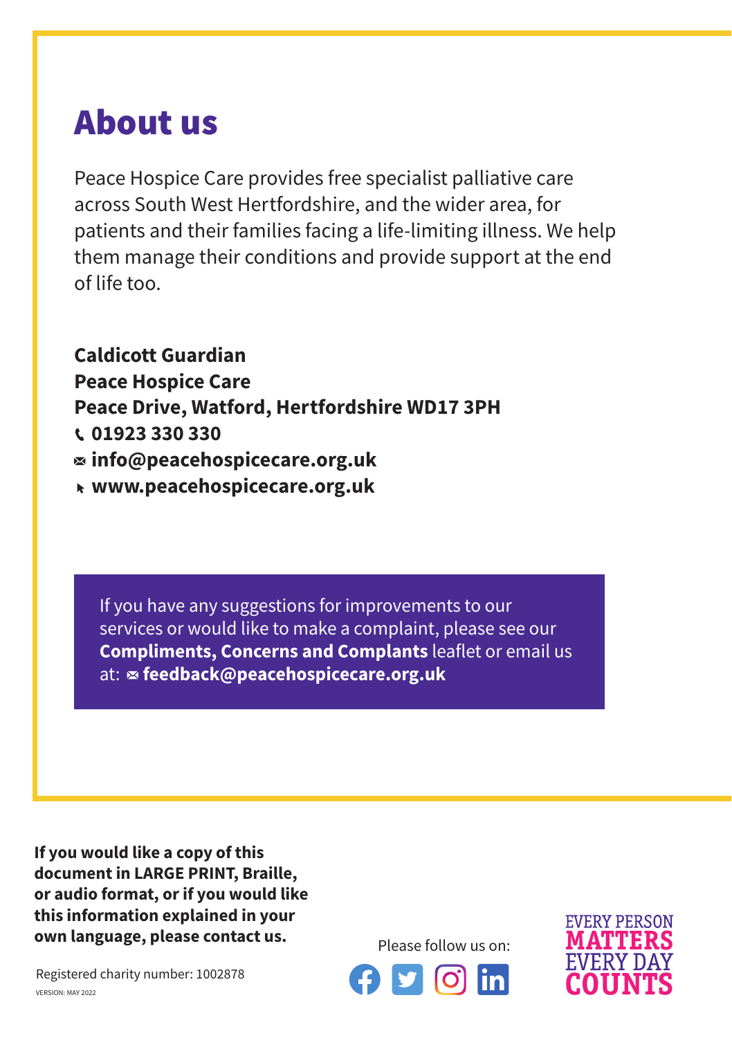# About us

Peace Hospice Care provides free specialist palliative care across South West Hertfordshire, and the wider area, for patients and their families facing a life-limiting illness. We help them manage their conditions and provide support at the end of life too.

**Caldicott Guardian**
**Peace Hospice Care**
**Peace Drive, Watford, Hertfordshire WD17 3PH**
**01923 330 330**
**info@peacehospicecare.org.uk**
**www.peacehospicecare.org.uk**

If you have any suggestions for improvements to our services or would like to make a complaint, please see our **Compliments, Concerns and Complants** leaflet or email us at: **feedback@peacehospicecare.org.uk**

**If you would like a copy of this document in LARGE PRINT, Braille, or audio format, or if you would like this information explained in your own language, please contact us.**

Registered charity number: 1002878

VERSION: MAY 2022

Please follow us on:

EVERY PERSON MATTERS EVERY DAY COUNTS